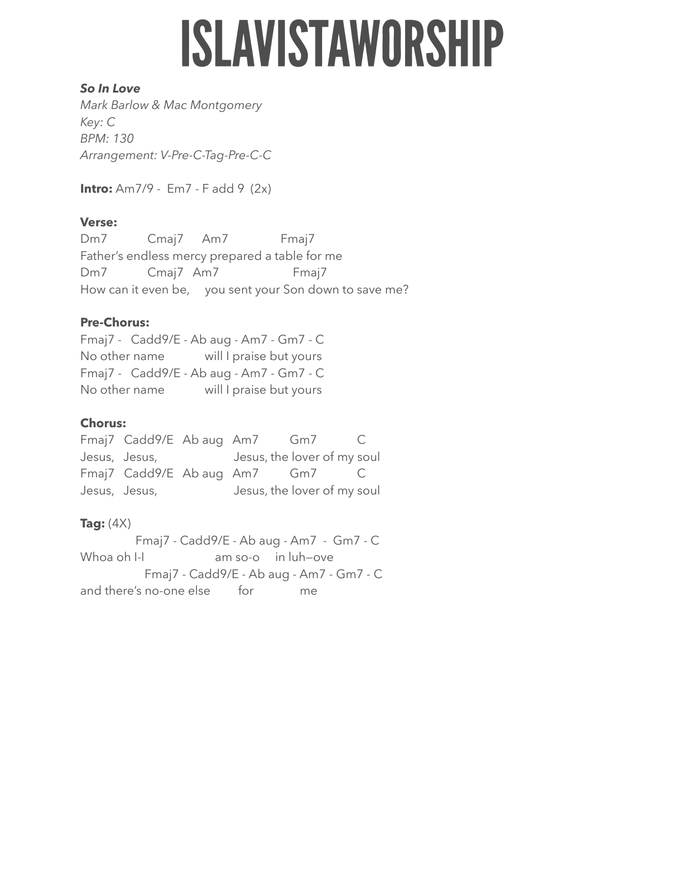# ISLAVISTAWORSHIP

***So In Love***
*Mark Barlow & Mac Montgomery*
*Key: C*
*BPM: 130*
*Arrangement: V-Pre-C-Tag-Pre-C-C*

**Intro:** Am7/9 - Em7 - F add 9 (2x)

**Verse:**

```
Dm7            Cmaj7      Am7                Fmaj7
Father's endless mercy prepared a table for me
Dm7            Cmaj7   Am7                      Fmaj7
How can it even be,     you sent your Son down to save me?
```

**Pre-Chorus:**

```
Fmaj7 -   Cadd9/E - Ab aug - Am7 - Gm7 - C
No other name            will I praise but yours
Fmaj7 -   Cadd9/E - Ab aug - Am7 - Gm7 - C
No other name            will I praise but yours
```

**Chorus:**

```
Fmaj7   Cadd9/E   Ab aug   Am7         Gm7           C
Jesus,   Jesus,                      Jesus, the lover of my soul
Fmaj7   Cadd9/E   Ab aug   Am7         Gm7           C
Jesus,   Jesus,                      Jesus, the lover of my soul
```

**Tag:** (4X)

```
              Fmaj7 - Cadd9/E - Ab aug - Am7  -  Gm7 - C
Whoa oh I-I                    am so-o     in luh—ove
                Fmaj7 - Cadd9/E - Ab aug - Am7 - Gm7 - C
and there's no-one else         for              me
```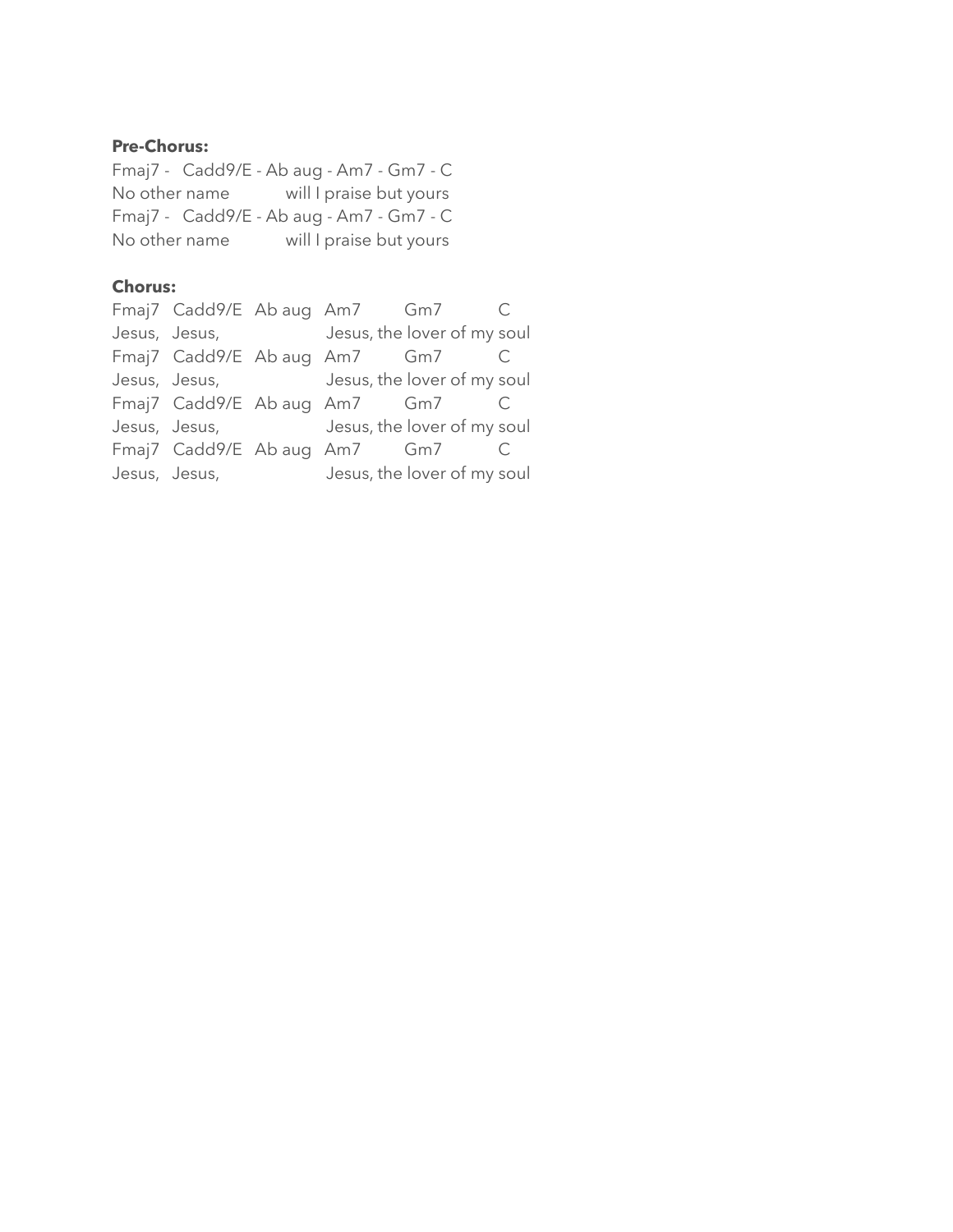**Pre-Chorus:**

```
Fmaj7 -   Cadd9/E - Ab aug - Am7 - Gm7 - C
No other name          will I praise but yours
Fmaj7 -   Cadd9/E - Ab aug - Am7 - Gm7 - C
No other name          will I praise but yours
```

**Chorus:**

```
Fmaj7  Cadd9/E  Ab aug  Am7       Gm7         C
Jesus,  Jesus,                   Jesus, the lover of my soul
Fmaj7  Cadd9/E  Ab aug  Am7       Gm7         C
Jesus,  Jesus,                   Jesus, the lover of my soul
Fmaj7  Cadd9/E  Ab aug  Am7       Gm7         C
Jesus,  Jesus,                   Jesus, the lover of my soul
Fmaj7  Cadd9/E  Ab aug  Am7       Gm7         C
Jesus,  Jesus,                   Jesus, the lover of my soul
```